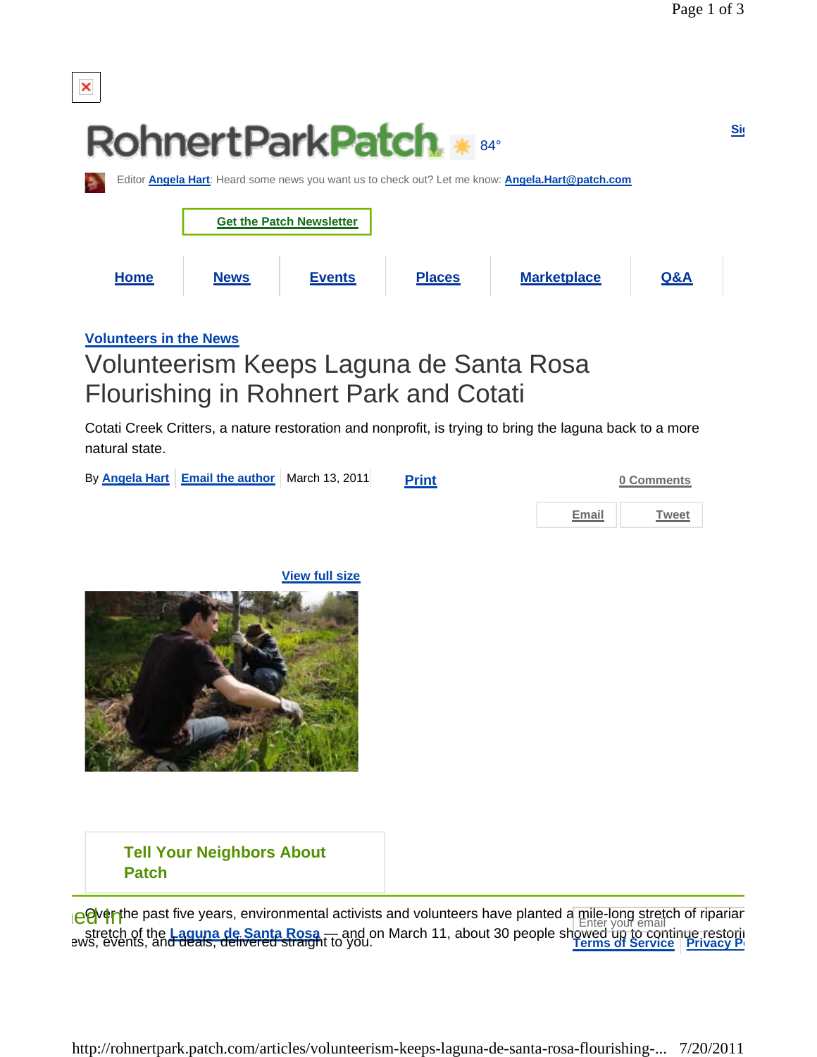RohnertParkPatch 84°

Editor **Angela Hart**: Heard some news you want us to check out? Let me know: **Angela.Hart@patch.com**

**Get the Patch Newsletter**

Home | News | Events | Places | Marketplace | Q&A

**Volunteers in the News**

# Volunteerism Keeps Laguna de Santa Rosa Flourishing in Rohnert Park and Cotati

Cotati Creek Critters, a nature restoration and nonprofit, is trying to bring the laguna back to a more natural state.

By **Angela Hart** | **Email the author** | March 13, 2011 | **Print** | **0 Comments**

Email | Tweet

**View full size**

**Tell Your Neighbors About Patch**

Over the past five years, environmental activists and volunteers have planted a mile-long stretch of riparian stretch of the **Laguna de Santa Rosa** — and on March 11, about 30 people showed up to continue restori

ed in

ews, events, and deals, delivered straight to you.

Enter your email

**Terms of Service** | **Privacy P**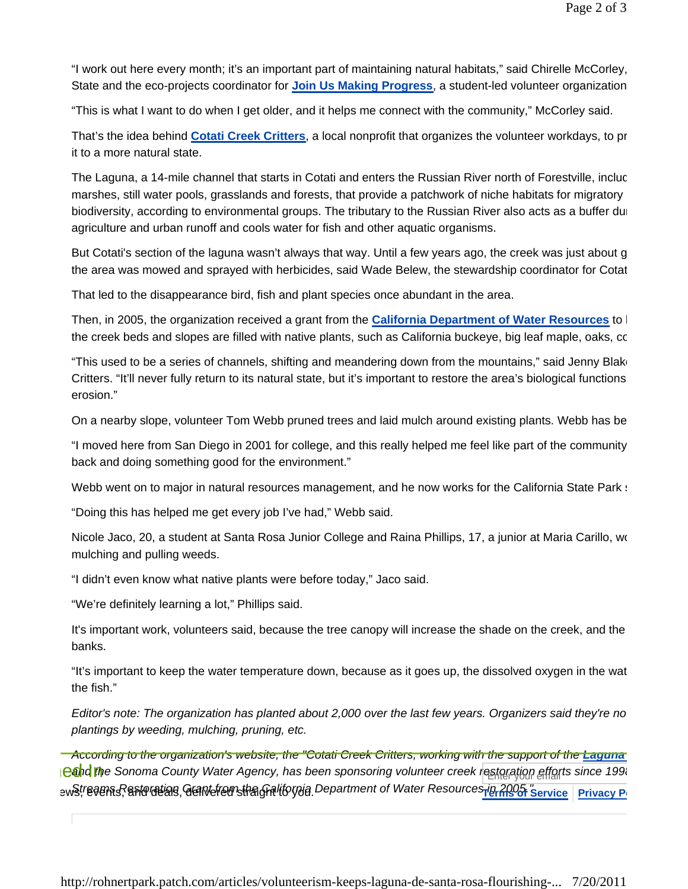"I work out here every month; it's an important part of maintaining natural habitats," said Chirelle McCorley, State and the eco-projects coordinator for **Join Us Making Progress**, a student-led volunteer organization

"This is what I want to do when I get older, and it helps me connect with the community," McCorley said.

That's the idea behind **Cotati Creek Critters**, a local nonprofit that organizes the volunteer workdays, to pr it to a more natural state.

The Laguna, a 14-mile channel that starts in Cotati and enters the Russian River north of Forestville, incluc marshes, still water pools, grasslands and forests, that provide a patchwork of niche habitats for migratory biodiversity, according to environmental groups. The tributary to the Russian River also acts as a buffer du agriculture and urban runoff and cools water for fish and other aquatic organisms.

But Cotati's section of the laguna wasn't always that way. Until a few years ago, the creek was just about g the area was mowed and sprayed with herbicides, said Wade Belew, the stewardship coordinator for Cotat

That led to the disappearance bird, fish and plant species once abundant in the area.

Then, in 2005, the organization received a grant from the **California Department of Water Resources** to l the creek beds and slopes are filled with native plants, such as California buckeye, big leaf maple, oaks, co

"This used to be a series of channels, shifting and meandering down from the mountains," said Jenny Blak Critters. "It'll never fully return to its natural state, but it's important to restore the area's biological functions erosion."

On a nearby slope, volunteer Tom Webb pruned trees and laid mulch around existing plants. Webb has be

"I moved here from San Diego in 2001 for college, and this really helped me feel like part of the community back and doing something good for the environment."

Webb went on to major in natural resources management, and he now works for the California State Park s

"Doing this has helped me get every job I've had," Webb said.

Nicole Jaco, 20, a student at Santa Rosa Junior College and Raina Phillips, 17, a junior at Maria Carillo, wo mulching and pulling weeds.

"I didn't even know what native plants were before today," Jaco said.

"We're definitely learning a lot," Phillips said.

It's important work, volunteers said, because the tree canopy will increase the shade on the creek, and the banks.

"It's important to keep the water temperature down, because as it goes up, the dissolved oxygen in the wat the fish."

*Editor's note: The organization has planted about 2,000 over the last few years. Organizers said they're no plantings by weeding, mulching, pruning, etc.*

*According to the organization's website, the "Cotati Creek Critters, working with the support of the* ***Laguna*** *and the Sonoma County Water Agency, has been sponsoring volunteer creek restoration efforts since 199 Streams Restoration Grant from the California Department of Water Resources in 2005."*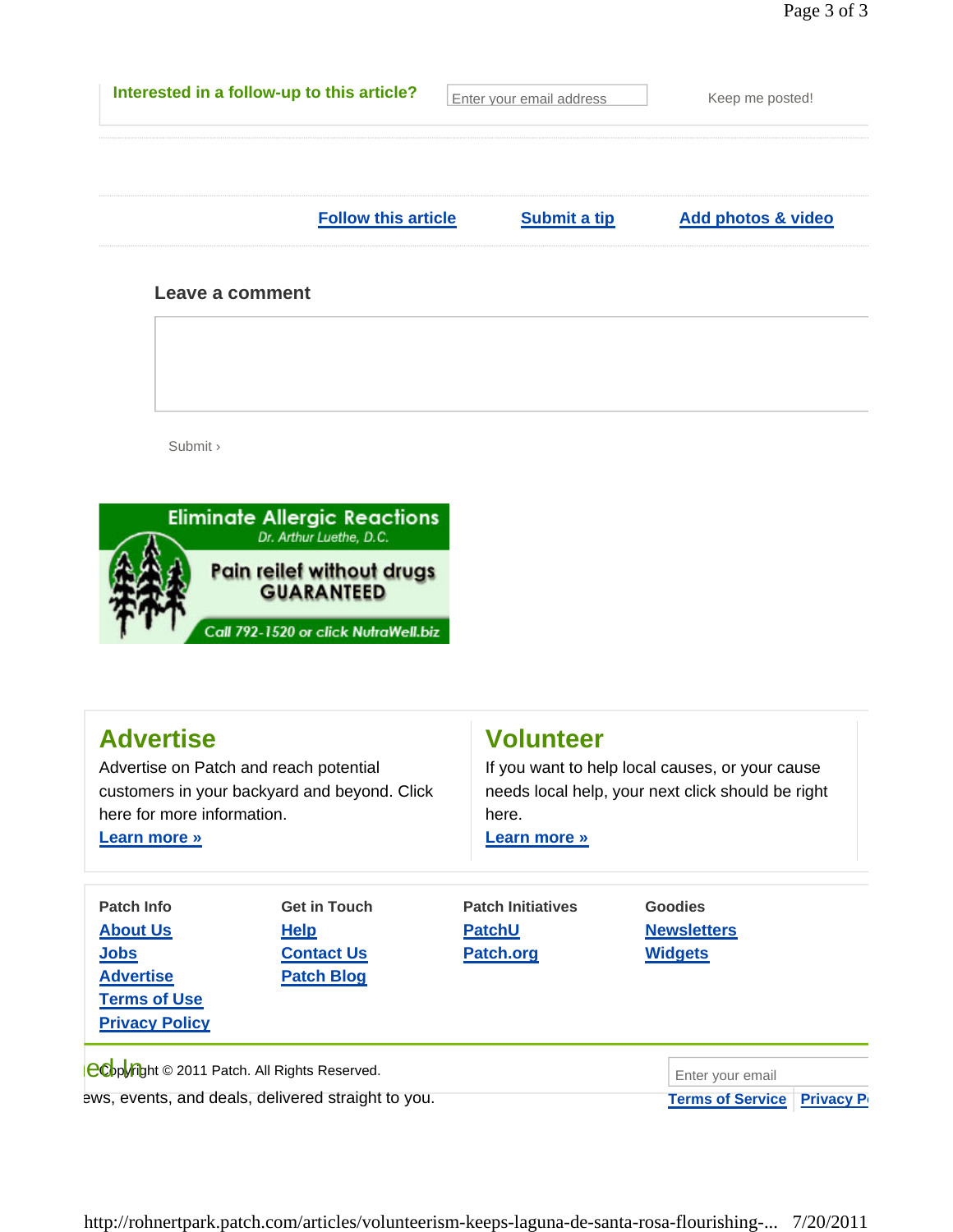**Interested in a follow-up to this article?** Enter your email address Keep me posted!

Follow this article | Submit a tip | Add photos & video

**Leave a comment**

Submit ›

Eliminate Allergic Reactions
Dr. Arthur Luethe, D.C.
Pain reilef without drugs
GUARANTEED
Call 792-1520 or click NutraWell.biz

## Advertise

Advertise on Patch and reach potential customers in your backyard and beyond. Click here for more information.

Learn more »

## Volunteer

If you want to help local causes, or your cause needs local help, your next click should be right here.

Learn more »

**Patch Info**

- About Us
- Jobs
- Advertise
- Terms of Use
- Privacy Policy

**Get in Touch**

- Help
- Contact Us
- Patch Blog

**Patch Initiatives**

- PatchU
- Patch.org

**Goodies**

- Newsletters
- Widgets

Copyright © 2011 Patch. All Rights Reserved.

ed In

ews, events, and deals, delivered straight to you.

Enter your email

Terms of Service | Privacy P

http://rohnertpark.patch.com/articles/volunteerism-keeps-laguna-de-santa-rosa-flourishing-... 7/20/2011